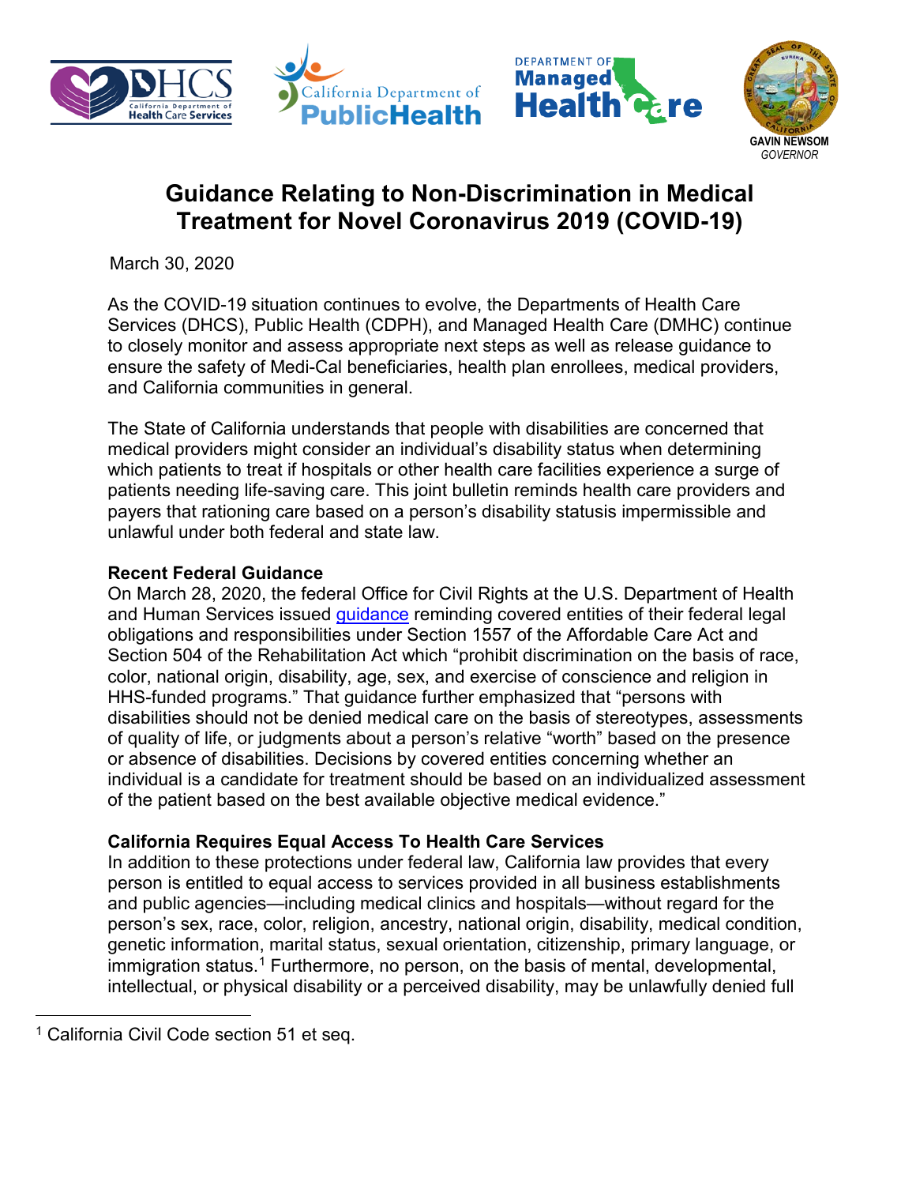GAVIN NEWSOM
*GOVERNOR*

# Guidance Relating to Non-Discrimination in Medical Treatment for Novel Coronavirus 2019 (COVID-19)

March 30, 2020

As the COVID-19 situation continues to evolve, the Departments of Health Care Services (DHCS), Public Health (CDPH), and Managed Health Care (DMHC) continue to closely monitor and assess appropriate next steps as well as release guidance to ensure the safety of Medi-Cal beneficiaries, health plan enrollees, medical providers, and California communities in general.

The State of California understands that people with disabilities are concerned that medical providers might consider an individual's disability status when determining which patients to treat if hospitals or other health care facilities experience a surge of patients needing life-saving care. This joint bulletin reminds health care providers and payers that rationing care based on a person's disability statusis impermissible and unlawful under both federal and state law.

**Recent Federal Guidance**

On March 28, 2020, the federal Office for Civil Rights at the U.S. Department of Health and Human Services issued guidance reminding covered entities of their federal legal obligations and responsibilities under Section 1557 of the Affordable Care Act and Section 504 of the Rehabilitation Act which "prohibit discrimination on the basis of race, color, national origin, disability, age, sex, and exercise of conscience and religion in HHS-funded programs." That guidance further emphasized that "persons with disabilities should not be denied medical care on the basis of stereotypes, assessments of quality of life, or judgments about a person's relative "worth" based on the presence or absence of disabilities. Decisions by covered entities concerning whether an individual is a candidate for treatment should be based on an individualized assessment of the patient based on the best available objective medical evidence."

**California Requires Equal Access To Health Care Services**

In addition to these protections under federal law, California law provides that every person is entitled to equal access to services provided in all business establishments and public agencies—including medical clinics and hospitals—without regard for the person's sex, race, color, religion, ancestry, national origin, disability, medical condition, genetic information, marital status, sexual orientation, citizenship, primary language, or immigration status.[1] Furthermore, no person, on the basis of mental, developmental, intellectual, or physical disability or a perceived disability, may be unlawfully denied full

[1] California Civil Code section 51 et seq.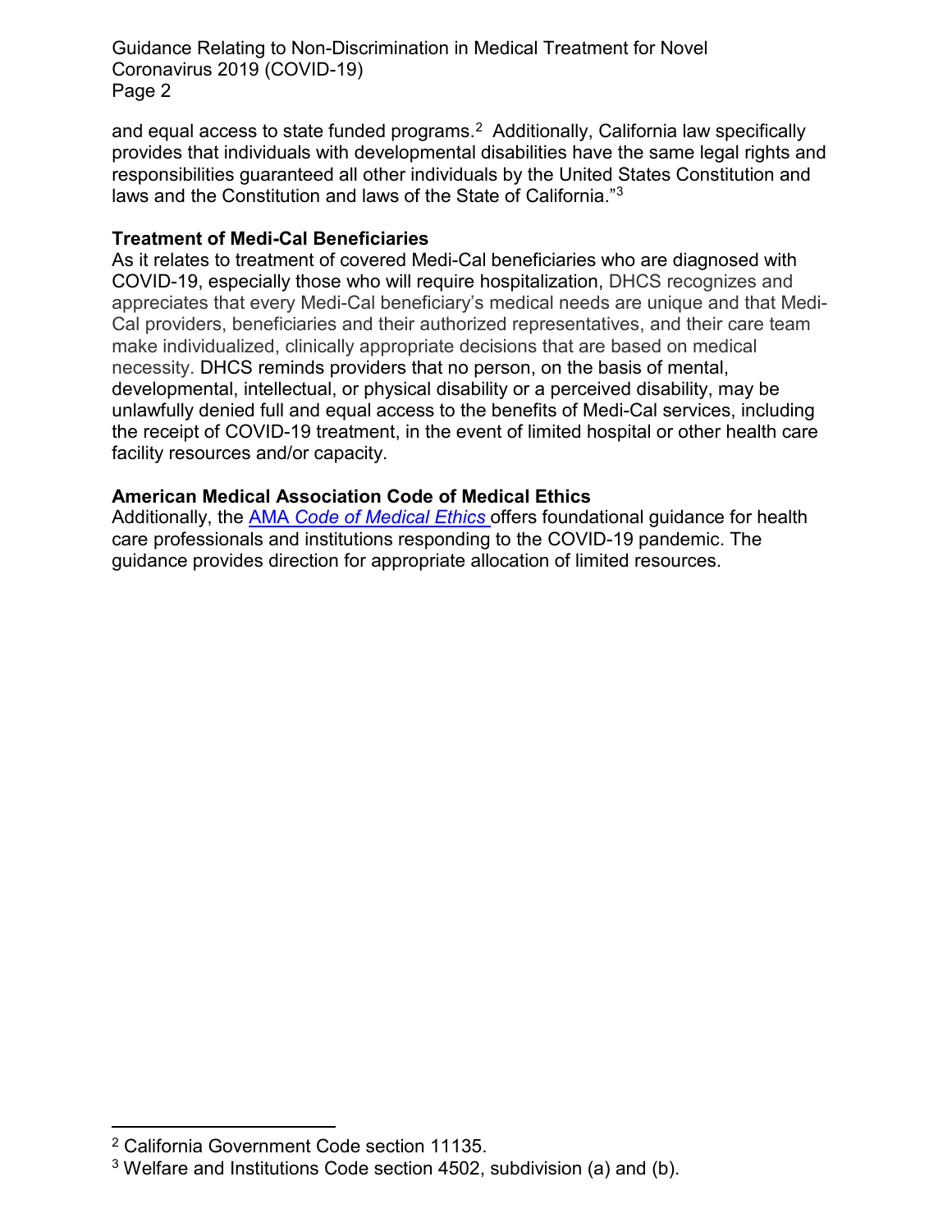and equal access to state funded programs.[2] Additionally, California law specifically provides that individuals with developmental disabilities have the same legal rights and responsibilities guaranteed all other individuals by the United States Constitution and laws and the Constitution and laws of the State of California."[3]

**Treatment of Medi-Cal Beneficiaries**

As it relates to treatment of covered Medi-Cal beneficiaries who are diagnosed with COVID-19, especially those who will require hospitalization, DHCS recognizes and appreciates that every Medi-Cal beneficiary's medical needs are unique and that Medi-Cal providers, beneficiaries and their authorized representatives, and their care team make individualized, clinically appropriate decisions that are based on medical necessity. DHCS reminds providers that no person, on the basis of mental, developmental, intellectual, or physical disability or a perceived disability, may be unlawfully denied full and equal access to the benefits of Medi-Cal services, including the receipt of COVID-19 treatment, in the event of limited hospital or other health care facility resources and/or capacity.

**American Medical Association Code of Medical Ethics**

Additionally, the AMA *Code of Medical Ethics* offers foundational guidance for health care professionals and institutions responding to the COVID-19 pandemic. The guidance provides direction for appropriate allocation of limited resources.

---

[2] California Government Code section 11135.

[3] Welfare and Institutions Code section 4502, subdivision (a) and (b).